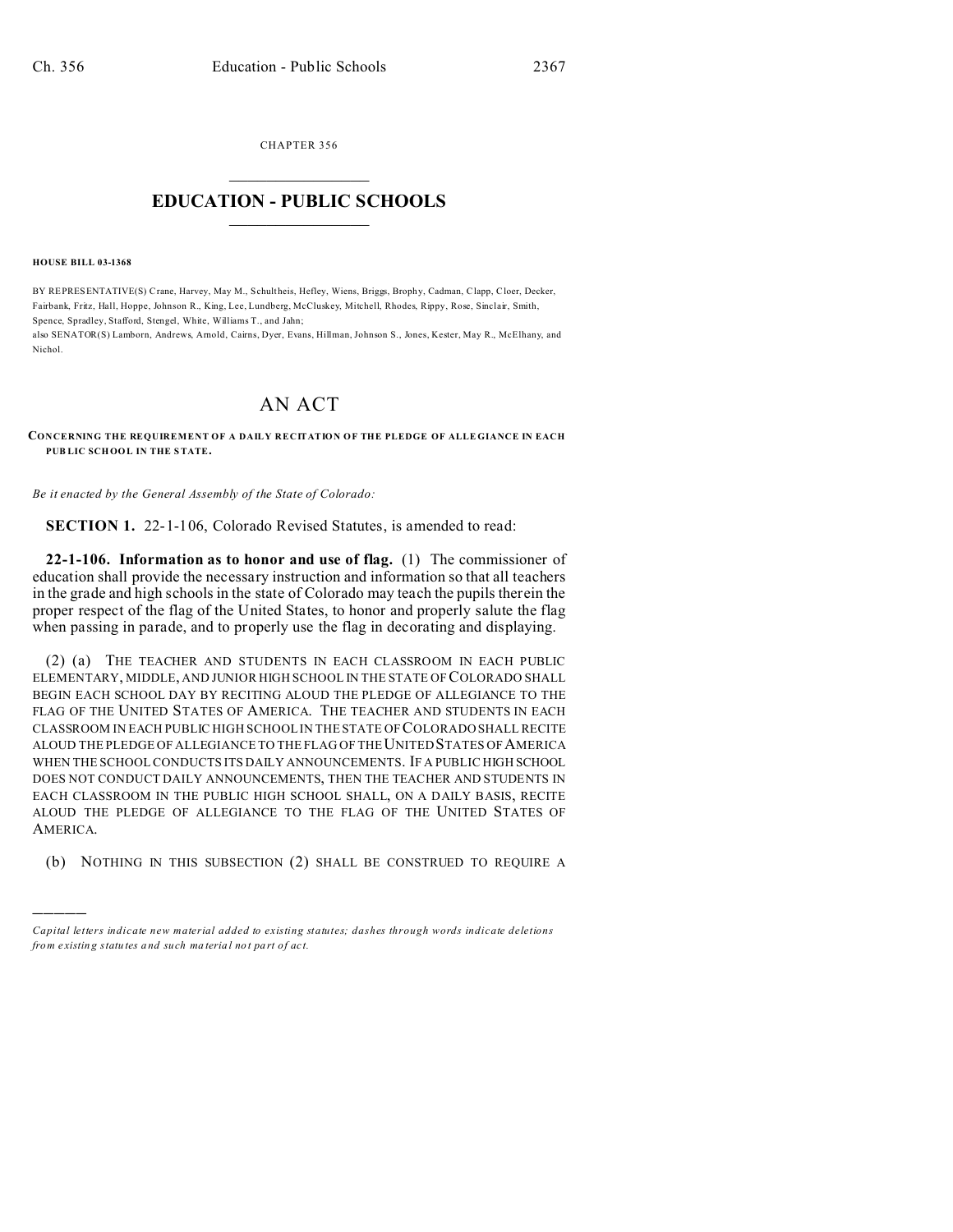CHAPTER 356

# EDUCATION - PUBLIC SCHOOLS

**HOUSE BILL 03-1368**

BY REPRESENTATIVE(S) Crane, Harvey, May M., Schultheis, Hefley, Wiens, Briggs, Brophy, Cadman, Clapp, Cloer, Decker, Fairbank, Fritz, Hall, Hoppe, Johnson R., King, Lee, Lundberg, McCluskey, Mitchell, Rhodes, Rippy, Rose, Sinclair, Smith, Spence, Spradley, Stafford, Stengel, White, Williams T., and Jahn;
also SENATOR(S) Lamborn, Andrews, Arnold, Cairns, Dyer, Evans, Hillman, Johnson S., Jones, Kester, May R., McElhany, and Nichol.

# AN ACT

**CONCERNING THE REQUIREMENT OF A DAILY RECITATION OF THE PLEDGE OF ALLEGIANCE IN EACH PUBLIC SCHOOL IN THE STATE.**

*Be it enacted by the General Assembly of the State of Colorado:*

**SECTION 1.** 22-1-106, Colorado Revised Statutes, is amended to read:

**22-1-106. Information as to honor and use of flag.** (1) The commissioner of education shall provide the necessary instruction and information so that all teachers in the grade and high schools in the state of Colorado may teach the pupils therein the proper respect of the flag of the United States, to honor and properly salute the flag when passing in parade, and to properly use the flag in decorating and displaying.

(2) (a) THE TEACHER AND STUDENTS IN EACH CLASSROOM IN EACH PUBLIC ELEMENTARY, MIDDLE, AND JUNIOR HIGH SCHOOL IN THE STATE OF COLORADO SHALL BEGIN EACH SCHOOL DAY BY RECITING ALOUD THE PLEDGE OF ALLEGIANCE TO THE FLAG OF THE UNITED STATES OF AMERICA. THE TEACHER AND STUDENTS IN EACH CLASSROOM IN EACH PUBLIC HIGH SCHOOL IN THE STATE OF COLORADO SHALL RECITE ALOUD THE PLEDGE OF ALLEGIANCE TO THE FLAG OF THE UNITED STATES OF AMERICA WHEN THE SCHOOL CONDUCTS ITS DAILY ANNOUNCEMENTS. IF A PUBLIC HIGH SCHOOL DOES NOT CONDUCT DAILY ANNOUNCEMENTS, THEN THE TEACHER AND STUDENTS IN EACH CLASSROOM IN THE PUBLIC HIGH SCHOOL SHALL, ON A DAILY BASIS, RECITE ALOUD THE PLEDGE OF ALLEGIANCE TO THE FLAG OF THE UNITED STATES OF AMERICA.

(b) NOTHING IN THIS SUBSECTION (2) SHALL BE CONSTRUED TO REQUIRE A

---

*Capital letters indicate new material added to existing statutes; dashes through words indicate deletions from existing statutes and such material not part of act.*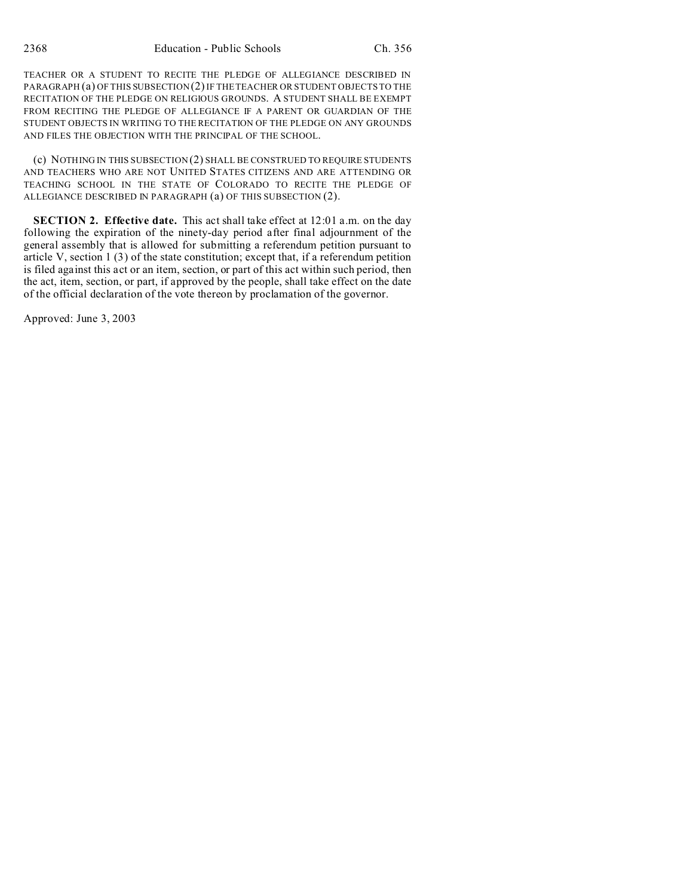TEACHER OR A STUDENT TO RECITE THE PLEDGE OF ALLEGIANCE DESCRIBED IN PARAGRAPH (a) OF THIS SUBSECTION (2) IF THE TEACHER OR STUDENT OBJECTS TO THE RECITATION OF THE PLEDGE ON RELIGIOUS GROUNDS. A STUDENT SHALL BE EXEMPT FROM RECITING THE PLEDGE OF ALLEGIANCE IF A PARENT OR GUARDIAN OF THE STUDENT OBJECTS IN WRITING TO THE RECITATION OF THE PLEDGE ON ANY GROUNDS AND FILES THE OBJECTION WITH THE PRINCIPAL OF THE SCHOOL.

(c) NOTHING IN THIS SUBSECTION (2) SHALL BE CONSTRUED TO REQUIRE STUDENTS AND TEACHERS WHO ARE NOT UNITED STATES CITIZENS AND ARE ATTENDING OR TEACHING SCHOOL IN THE STATE OF COLORADO TO RECITE THE PLEDGE OF ALLEGIANCE DESCRIBED IN PARAGRAPH (a) OF THIS SUBSECTION (2).

**SECTION 2. Effective date.** This act shall take effect at 12:01 a.m. on the day following the expiration of the ninety-day period after final adjournment of the general assembly that is allowed for submitting a referendum petition pursuant to article V, section 1 (3) of the state constitution; except that, if a referendum petition is filed against this act or an item, section, or part of this act within such period, then the act, item, section, or part, if approved by the people, shall take effect on the date of the official declaration of the vote thereon by proclamation of the governor.

Approved: June 3, 2003